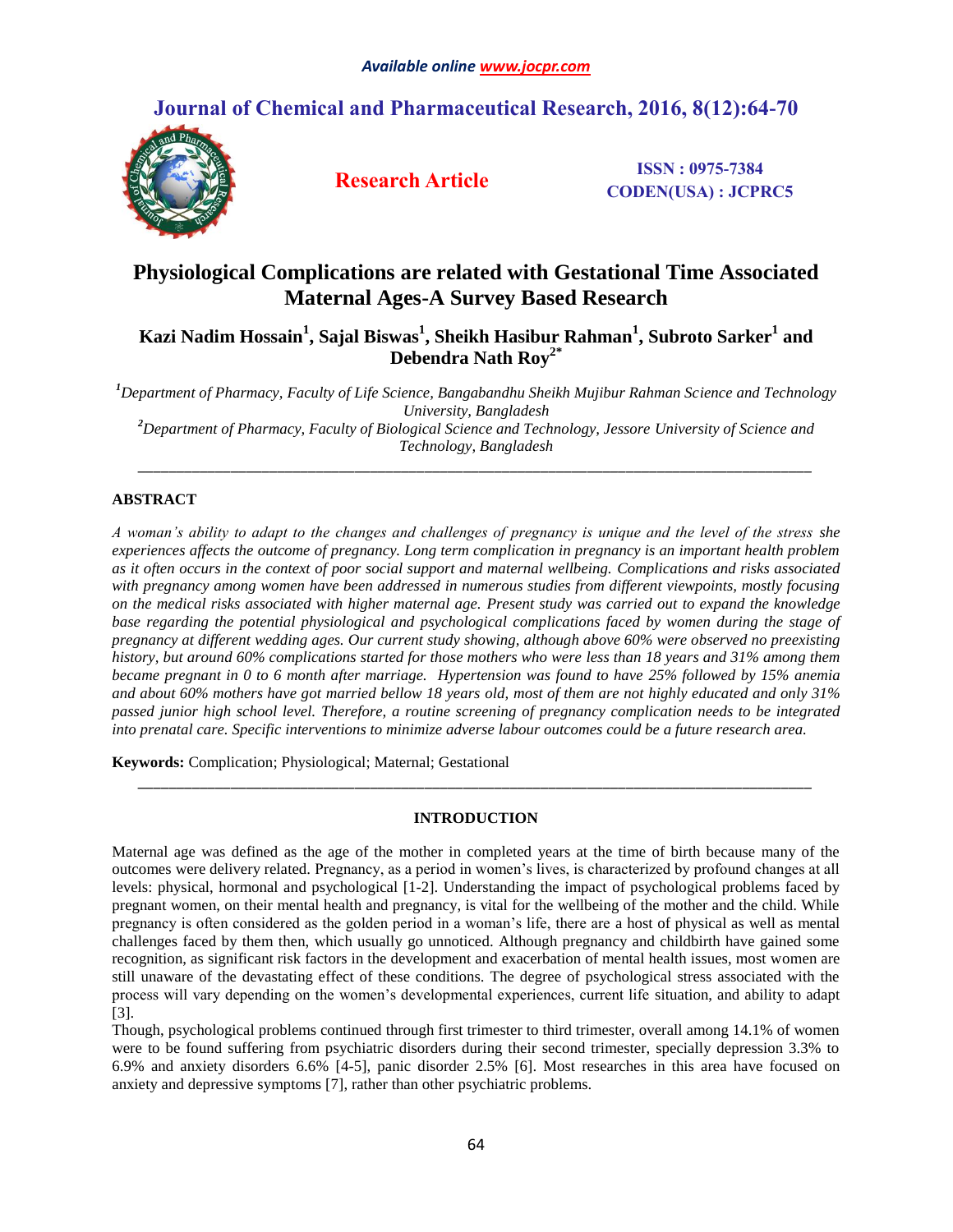# Physiological Complications are related with Gestational Time Associated Maternal Ages-A Survey Based Research

**Kazi Nadim Hossain[1], Sajal Biswas[1], Sheikh Hasibur Rahman[1], Subroto Sarker[1] and Debendra Nath Roy[2*]**

*[1]Department of Pharmacy, Faculty of Life Science, Bangabandhu Sheikh Mujibur Rahman Science and Technology University, Bangladesh*

*[2]Department of Pharmacy, Faculty of Biological Science and Technology, Jessore University of Science and Technology, Bangladesh*

---

## ABSTRACT

*A woman's ability to adapt to the changes and challenges of pregnancy is unique and the level of the stress she experiences affects the outcome of pregnancy. Long term complication in pregnancy is an important health problem as it often occurs in the context of poor social support and maternal wellbeing. Complications and risks associated with pregnancy among women have been addressed in numerous studies from different viewpoints, mostly focusing on the medical risks associated with higher maternal age. Present study was carried out to expand the knowledge base regarding the potential physiological and psychological complications faced by women during the stage of pregnancy at different wedding ages. Our current study showing, although above 60% were observed no preexisting history, but around 60% complications started for those mothers who were less than 18 years and 31% among them became pregnant in 0 to 6 month after marriage. Hypertension was found to have 25% followed by 15% anemia and about 60% mothers have got married bellow 18 years old, most of them are not highly educated and only 31% passed junior high school level. Therefore, a routine screening of pregnancy complication needs to be integrated into prenatal care. Specific interventions to minimize adverse labour outcomes could be a future research area.*

**Keywords:** Complication; Physiological; Maternal; Gestational

---

## INTRODUCTION

Maternal age was defined as the age of the mother in completed years at the time of birth because many of the outcomes were delivery related. Pregnancy, as a period in women's lives, is characterized by profound changes at all levels: physical, hormonal and psychological [1-2]. Understanding the impact of psychological problems faced by pregnant women, on their mental health and pregnancy, is vital for the wellbeing of the mother and the child. While pregnancy is often considered as the golden period in a woman's life, there are a host of physical as well as mental challenges faced by them then, which usually go unnoticed. Although pregnancy and childbirth have gained some recognition, as significant risk factors in the development and exacerbation of mental health issues, most women are still unaware of the devastating effect of these conditions. The degree of psychological stress associated with the process will vary depending on the women's developmental experiences, current life situation, and ability to adapt [3].

Though, psychological problems continued through first trimester to third trimester, overall among 14.1% of women were to be found suffering from psychiatric disorders during their second trimester, specially depression 3.3% to 6.9% and anxiety disorders 6.6% [4-5], panic disorder 2.5% [6]. Most researches in this area have focused on anxiety and depressive symptoms [7], rather than other psychiatric problems.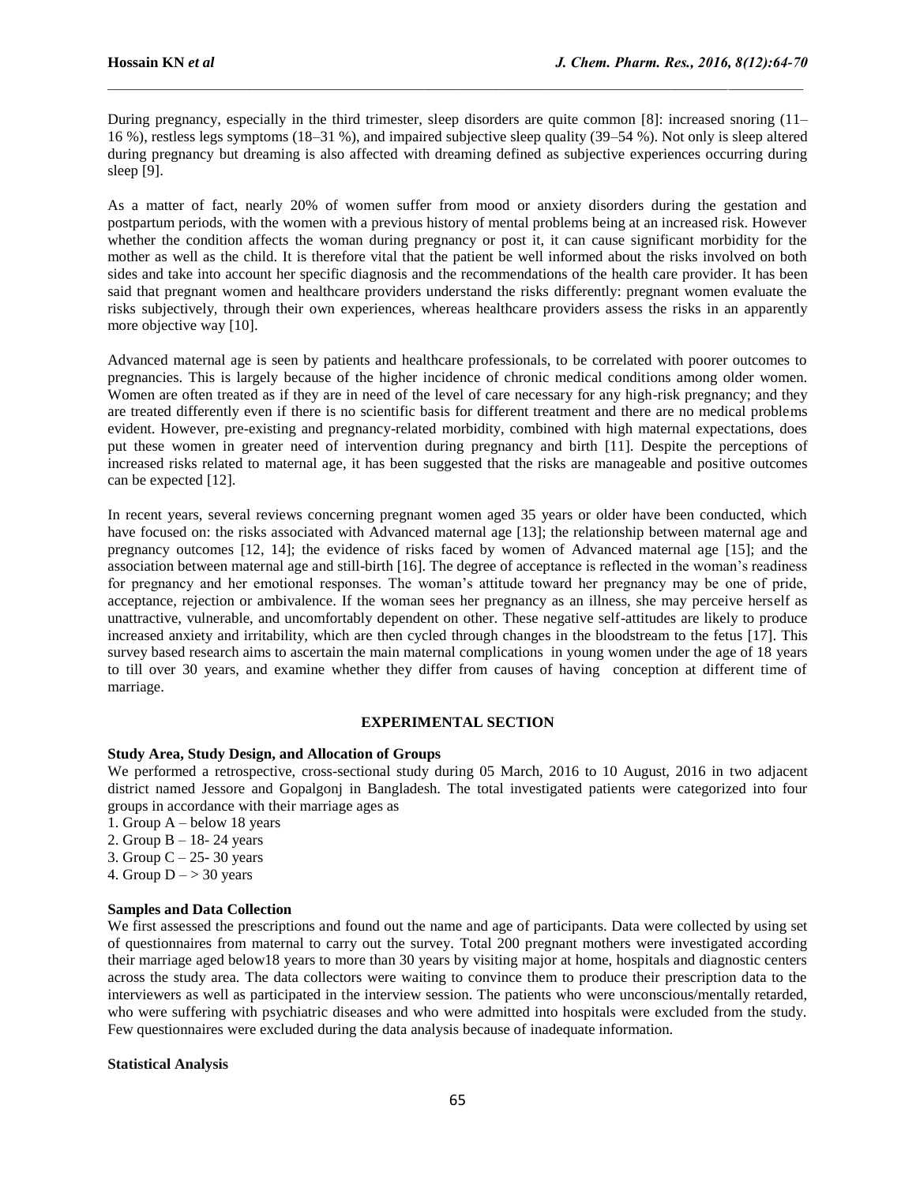During pregnancy, especially in the third trimester, sleep disorders are quite common [8]: increased snoring (11–16 %), restless legs symptoms (18–31 %), and impaired subjective sleep quality (39–54 %). Not only is sleep altered during pregnancy but dreaming is also affected with dreaming defined as subjective experiences occurring during sleep [9].

As a matter of fact, nearly 20% of women suffer from mood or anxiety disorders during the gestation and postpartum periods, with the women with a previous history of mental problems being at an increased risk. However whether the condition affects the woman during pregnancy or post it, it can cause significant morbidity for the mother as well as the child. It is therefore vital that the patient be well informed about the risks involved on both sides and take into account her specific diagnosis and the recommendations of the health care provider. It has been said that pregnant women and healthcare providers understand the risks differently: pregnant women evaluate the risks subjectively, through their own experiences, whereas healthcare providers assess the risks in an apparently more objective way [10].

Advanced maternal age is seen by patients and healthcare professionals, to be correlated with poorer outcomes to pregnancies. This is largely because of the higher incidence of chronic medical conditions among older women. Women are often treated as if they are in need of the level of care necessary for any high-risk pregnancy; and they are treated differently even if there is no scientific basis for different treatment and there are no medical problems evident. However, pre-existing and pregnancy-related morbidity, combined with high maternal expectations, does put these women in greater need of intervention during pregnancy and birth [11]. Despite the perceptions of increased risks related to maternal age, it has been suggested that the risks are manageable and positive outcomes can be expected [12].

In recent years, several reviews concerning pregnant women aged 35 years or older have been conducted, which have focused on: the risks associated with Advanced maternal age [13]; the relationship between maternal age and pregnancy outcomes [12, 14]; the evidence of risks faced by women of Advanced maternal age [15]; and the association between maternal age and still-birth [16]. The degree of acceptance is reflected in the woman's readiness for pregnancy and her emotional responses. The woman's attitude toward her pregnancy may be one of pride, acceptance, rejection or ambivalence. If the woman sees her pregnancy as an illness, she may perceive herself as unattractive, vulnerable, and uncomfortably dependent on other. These negative self-attitudes are likely to produce increased anxiety and irritability, which are then cycled through changes in the bloodstream to the fetus [17]. This survey based research aims to ascertain the main maternal complications in young women under the age of 18 years to till over 30 years, and examine whether they differ from causes of having conception at different time of marriage.

## EXPERIMENTAL SECTION

### Study Area, Study Design, and Allocation of Groups

We performed a retrospective, cross-sectional study during 05 March, 2016 to 10 August, 2016 in two adjacent district named Jessore and Gopalgonj in Bangladesh. The total investigated patients were categorized into four groups in accordance with their marriage ages as

1. Group A – below 18 years
2. Group B – 18- 24 years
3. Group C – 25- 30 years
4. Group D – > 30 years

### Samples and Data Collection

We first assessed the prescriptions and found out the name and age of participants. Data were collected by using set of questionnaires from maternal to carry out the survey. Total 200 pregnant mothers were investigated according their marriage aged below18 years to more than 30 years by visiting major at home, hospitals and diagnostic centers across the study area. The data collectors were waiting to convince them to produce their prescription data to the interviewers as well as participated in the interview session. The patients who were unconscious/mentally retarded, who were suffering with psychiatric diseases and who were admitted into hospitals were excluded from the study. Few questionnaires were excluded during the data analysis because of inadequate information.

### Statistical Analysis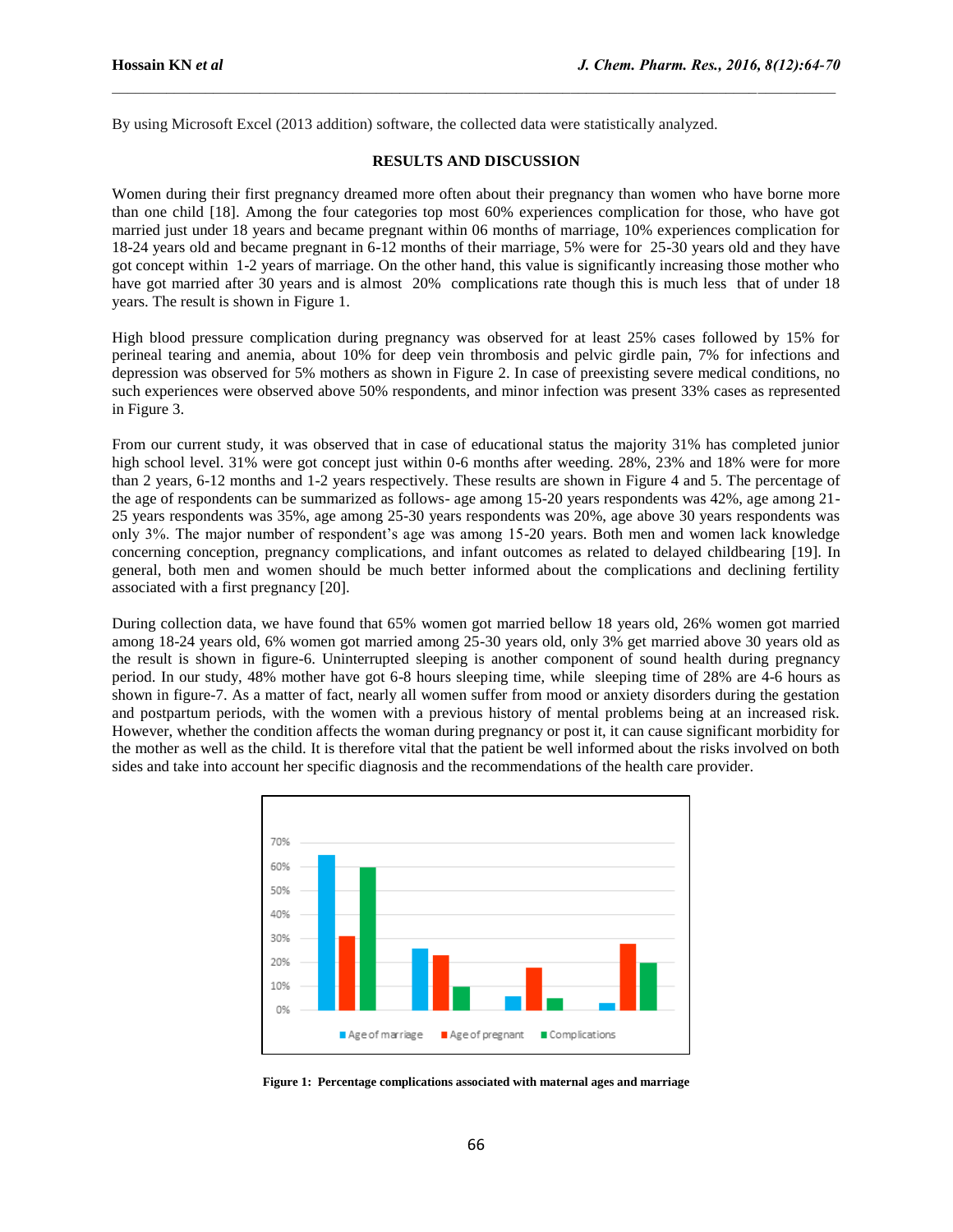By using Microsoft Excel (2013 addition) software, the collected data were statistically analyzed.

## RESULTS AND DISCUSSION

Women during their first pregnancy dreamed more often about their pregnancy than women who have borne more than one child [18]. Among the four categories top most 60% experiences complication for those, who have got married just under 18 years and became pregnant within 06 months of marriage, 10% experiences complication for 18-24 years old and became pregnant in 6-12 months of their marriage, 5% were for 25-30 years old and they have got concept within 1-2 years of marriage. On the other hand, this value is significantly increasing those mother who have got married after 30 years and is almost 20% complications rate though this is much less that of under 18 years. The result is shown in Figure 1.

High blood pressure complication during pregnancy was observed for at least 25% cases followed by 15% for perineal tearing and anemia, about 10% for deep vein thrombosis and pelvic girdle pain, 7% for infections and depression was observed for 5% mothers as shown in Figure 2. In case of preexisting severe medical conditions, no such experiences were observed above 50% respondents, and minor infection was present 33% cases as represented in Figure 3.

From our current study, it was observed that in case of educational status the majority 31% has completed junior high school level. 31% were got concept just within 0-6 months after weeding. 28%, 23% and 18% were for more than 2 years, 6-12 months and 1-2 years respectively. These results are shown in Figure 4 and 5. The percentage of the age of respondents can be summarized as follows- age among 15-20 years respondents was 42%, age among 21-25 years respondents was 35%, age among 25-30 years respondents was 20%, age above 30 years respondents was only 3%. The major number of respondent's age was among 15-20 years. Both men and women lack knowledge concerning conception, pregnancy complications, and infant outcomes as related to delayed childbearing [19]. In general, both men and women should be much better informed about the complications and declining fertility associated with a first pregnancy [20].

During collection data, we have found that 65% women got married bellow 18 years old, 26% women got married among 18-24 years old, 6% women got married among 25-30 years old, only 3% get married above 30 years old as the result is shown in figure-6. Uninterrupted sleeping is another component of sound health during pregnancy period. In our study, 48% mother have got 6-8 hours sleeping time, while sleeping time of 28% are 4-6 hours as shown in figure-7. As a matter of fact, nearly all women suffer from mood or anxiety disorders during the gestation and postpartum periods, with the women with a previous history of mental problems being at an increased risk. However, whether the condition affects the woman during pregnancy or post it, it can cause significant morbidity for the mother as well as the child. It is therefore vital that the patient be well informed about the risks involved on both sides and take into account her specific diagnosis and the recommendations of the health care provider.

**Figure 1: Percentage complications associated with maternal ages and marriage**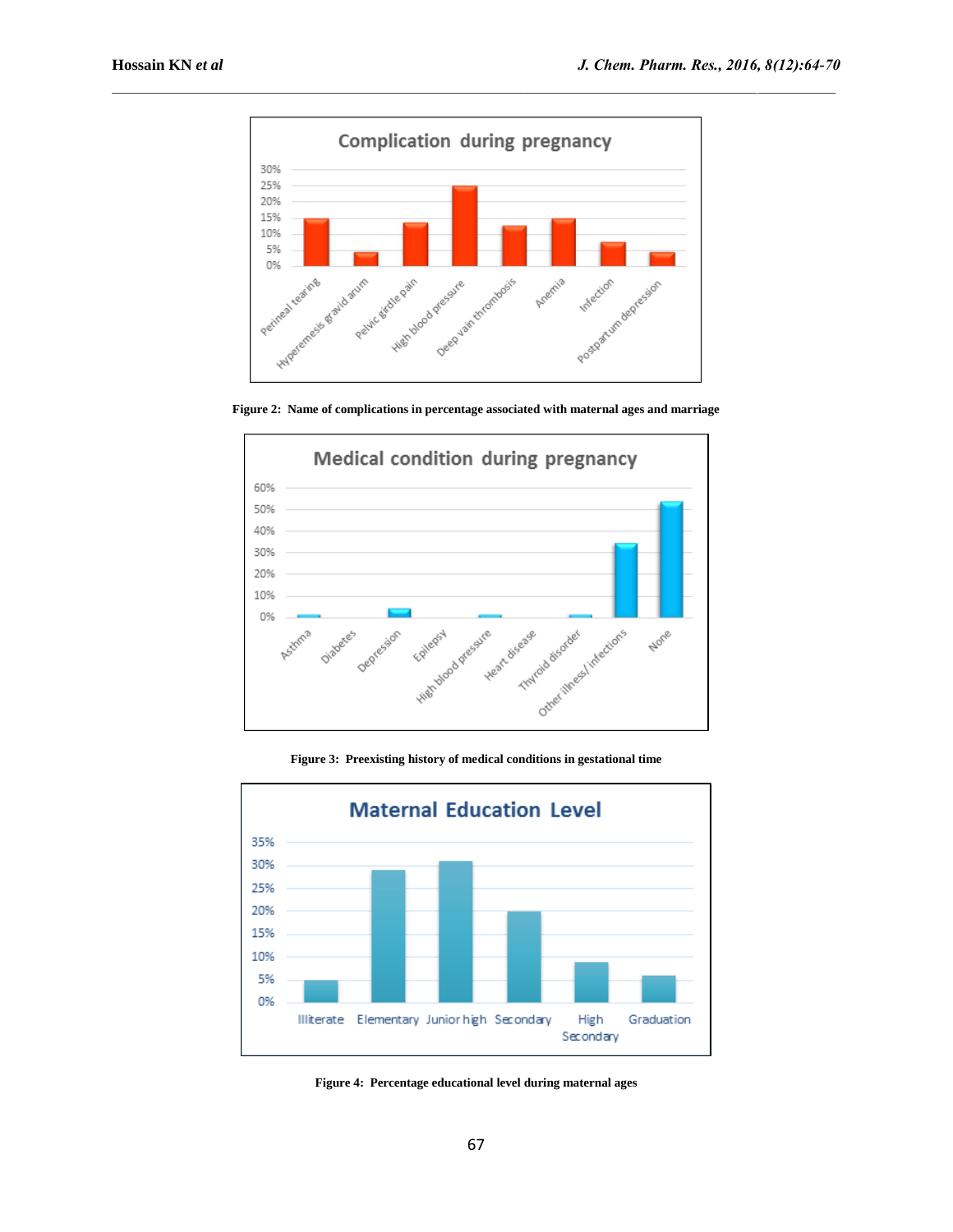**Figure 2: Name of complications in percentage associated with maternal ages and marriage**

**Figure 3: Preexisting history of medical conditions in gestational time**

**Figure 4: Percentage educational level during maternal ages**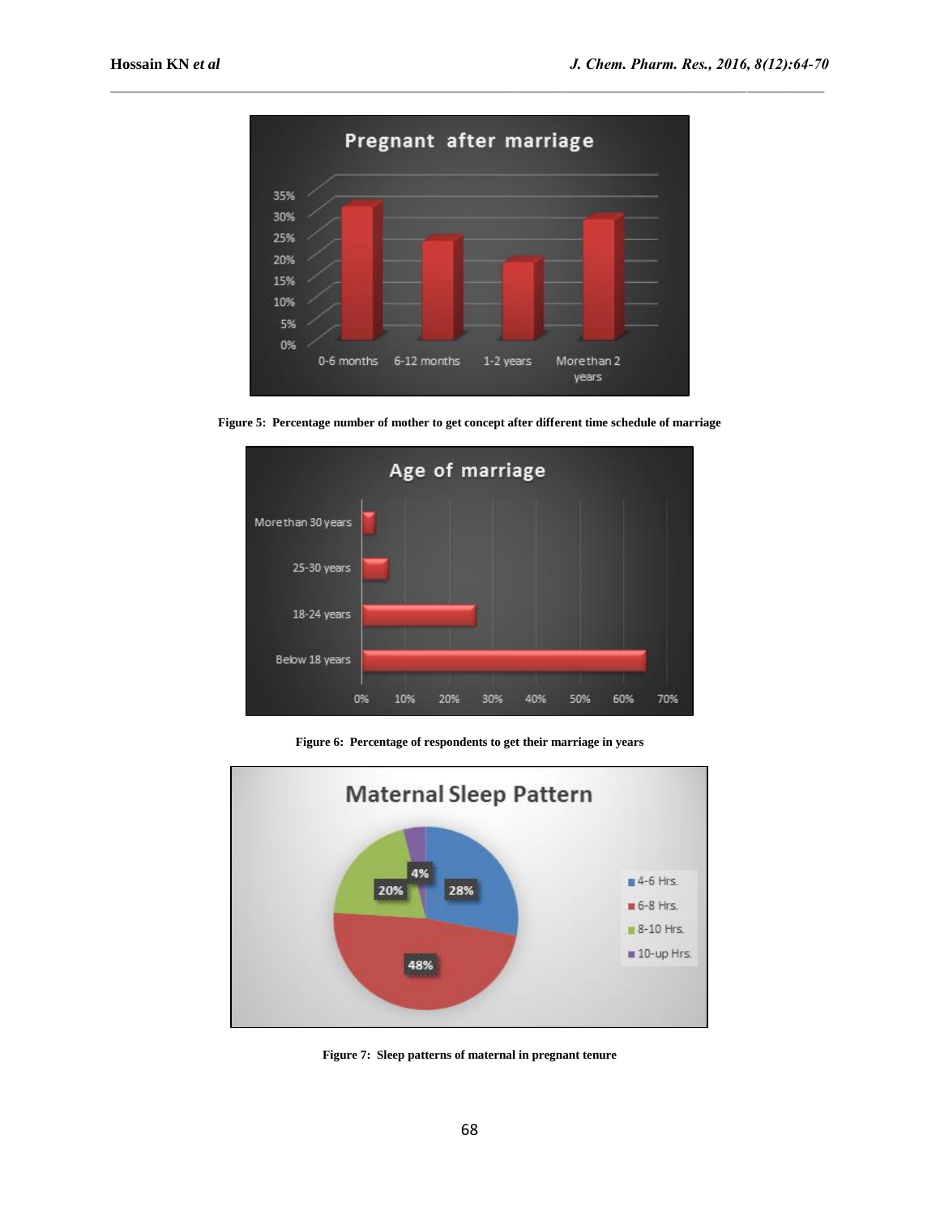Figure 5: Percentage number of mother to get concept after different time schedule of marriage

Figure 6: Percentage of respondents to get their marriage in years

Figure 7: Sleep patterns of maternal in pregnant tenure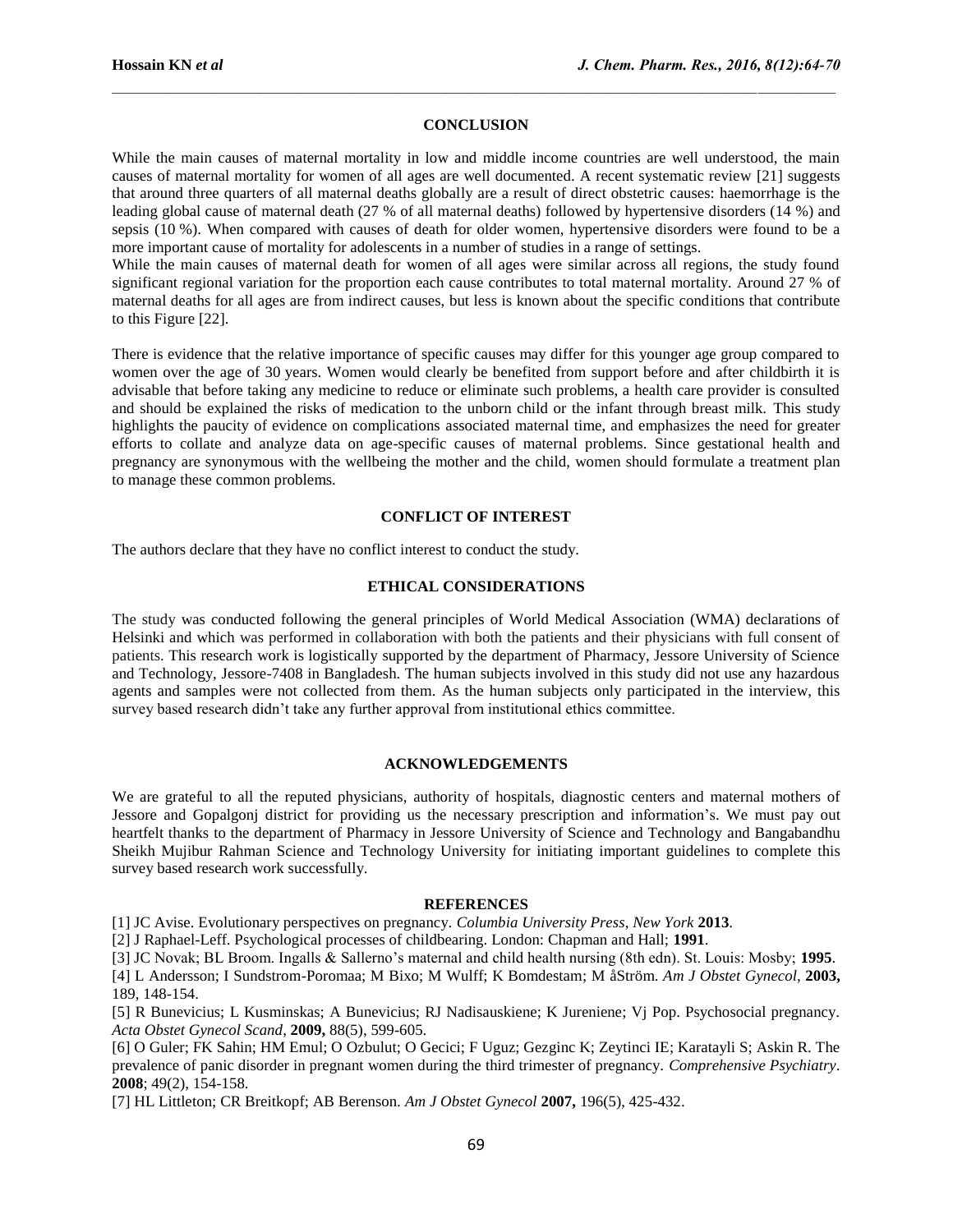## CONCLUSION

While the main causes of maternal mortality in low and middle income countries are well understood, the main causes of maternal mortality for women of all ages are well documented. A recent systematic review [21] suggests that around three quarters of all maternal deaths globally are a result of direct obstetric causes: haemorrhage is the leading global cause of maternal death (27 % of all maternal deaths) followed by hypertensive disorders (14 %) and sepsis (10 %). When compared with causes of death for older women, hypertensive disorders were found to be a more important cause of mortality for adolescents in a number of studies in a range of settings.

While the main causes of maternal death for women of all ages were similar across all regions, the study found significant regional variation for the proportion each cause contributes to total maternal mortality. Around 27 % of maternal deaths for all ages are from indirect causes, but less is known about the specific conditions that contribute to this Figure [22].

There is evidence that the relative importance of specific causes may differ for this younger age group compared to women over the age of 30 years. Women would clearly be benefited from support before and after childbirth it is advisable that before taking any medicine to reduce or eliminate such problems, a health care provider is consulted and should be explained the risks of medication to the unborn child or the infant through breast milk. This study highlights the paucity of evidence on complications associated maternal time, and emphasizes the need for greater efforts to collate and analyze data on age-specific causes of maternal problems. Since gestational health and pregnancy are synonymous with the wellbeing the mother and the child, women should formulate a treatment plan to manage these common problems.

## CONFLICT OF INTEREST

The authors declare that they have no conflict interest to conduct the study.

## ETHICAL CONSIDERATIONS

The study was conducted following the general principles of World Medical Association (WMA) declarations of Helsinki and which was performed in collaboration with both the patients and their physicians with full consent of patients. This research work is logistically supported by the department of Pharmacy, Jessore University of Science and Technology, Jessore-7408 in Bangladesh. The human subjects involved in this study did not use any hazardous agents and samples were not collected from them. As the human subjects only participated in the interview, this survey based research didn't take any further approval from institutional ethics committee.

## ACKNOWLEDGEMENTS

We are grateful to all the reputed physicians, authority of hospitals, diagnostic centers and maternal mothers of Jessore and Gopalgonj district for providing us the necessary prescription and information's. We must pay out heartfelt thanks to the department of Pharmacy in Jessore University of Science and Technology and Bangabandhu Sheikh Mujibur Rahman Science and Technology University for initiating important guidelines to complete this survey based research work successfully.

## REFERENCES

[1] JC Avise. Evolutionary perspectives on pregnancy. *Columbia University Press, New York* **2013**.

[2] J Raphael-Leff. Psychological processes of childbearing. London: Chapman and Hall; **1991**.

[3] JC Novak; BL Broom. Ingalls & Sallerno's maternal and child health nursing (8th edn). St. Louis: Mosby; **1995**.

[4] L Andersson; I Sundstrom-Poromaa; M Bixo; M Wulff; K Bomdestam; M åStröm. *Am J Obstet Gynecol,* **2003,** 189, 148-154.

[5] R Bunevicius; L Kusminskas; A Bunevicius; RJ Nadisauskiene; K Jureniene; Vj Pop. Psychosocial pregnancy. *Acta Obstet Gynecol Scand,* **2009,** 88(5), 599-605.

[6] O Guler; FK Sahin; HM Emul; O Ozbulut; O Gecici; F Uguz; Gezginc K; Zeytinci IE; Karatayli S; Askin R. The prevalence of panic disorder in pregnant women during the third trimester of pregnancy. *Comprehensive Psychiatry*. **2008**; 49(2), 154-158.

[7] HL Littleton; CR Breitkopf; AB Berenson. *Am J Obstet Gynecol* **2007,** 196(5), 425-432.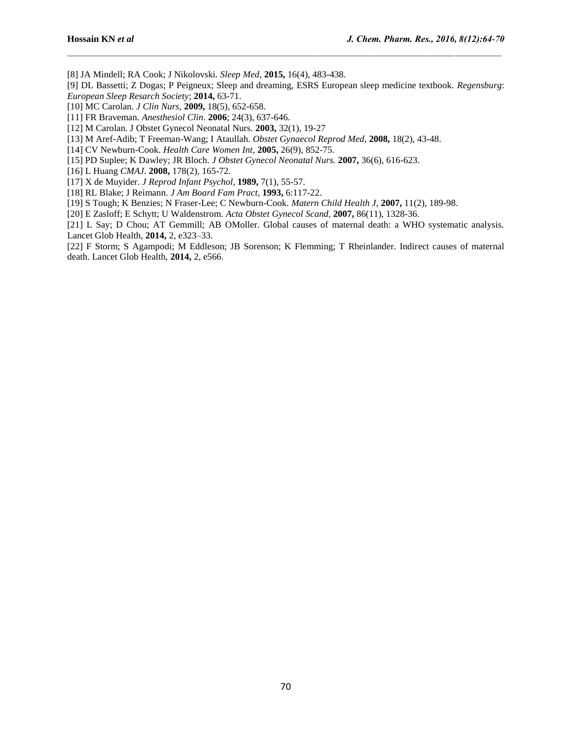[8] JA Mindell; RA Cook; J Nikolovski. *Sleep Med*, **2015,** 16(4), 483-438.

[9] DL Bassetti; Z Dogas; P Peigneux; Sleep and dreaming, ESRS European sleep medicine textbook. *Regensburg*: *European Sleep Resarch Society*; **2014,** 63-71.

[10] MC Carolan. *J Clin Nurs,* **2009,** 18(5), 652-658.

[11] FR Braveman. *Anesthesiol Clin*. **2006**; 24(3), 637-646.

[12] M Carolan. J Obstet Gynecol Neonatal Nurs. **2003,** 32(1), 19-27

[13] M Aref-Adib; T Freeman-Wang; I Ataullah. *Obstet Gynaecol Reprod Med,* **2008,** 18(2), 43-48.

[14] CV Newburn-Cook. *Health Care Women Int,* **2005,** 26(9), 852-75.

[15] PD Suplee; K Dawley; JR Bloch. *J Obstet Gynecol Neonatal Nurs.* **2007,** 36(6), 616-623.

[16] L Huang *CMAJ*. **2008,** 178(2), 165-72.

[17] X de Muyider. *J Reprod Infant Psychol,* **1989,** 7(1), 55-57.

[18] RL Blake; J Reimann. *J Am Board Fam Pract,* **1993,** 6:117-22.

[19] S Tough; K Benzies; N Fraser-Lee; C Newburn-Cook. *Matern Child Health J,* **2007,** 11(2), 189-98.

[20] E Zasloff; E Schytt; U Waldenstrom. *Acta Obstet Gynecol Scand,* **2007,** 86(11), 1328-36.

[21] L Say; D Chou; AT Gemmill; AB OMoller. Global causes of maternal death: a WHO systematic analysis. Lancet Glob Health, **2014,** 2, e323–33.

[22] F Storm; S Agampodi; M Eddleson; JB Sorenson; K Flemming; T Rheinlander. Indirect causes of maternal death. Lancet Glob Health, **2014,** 2, e566.